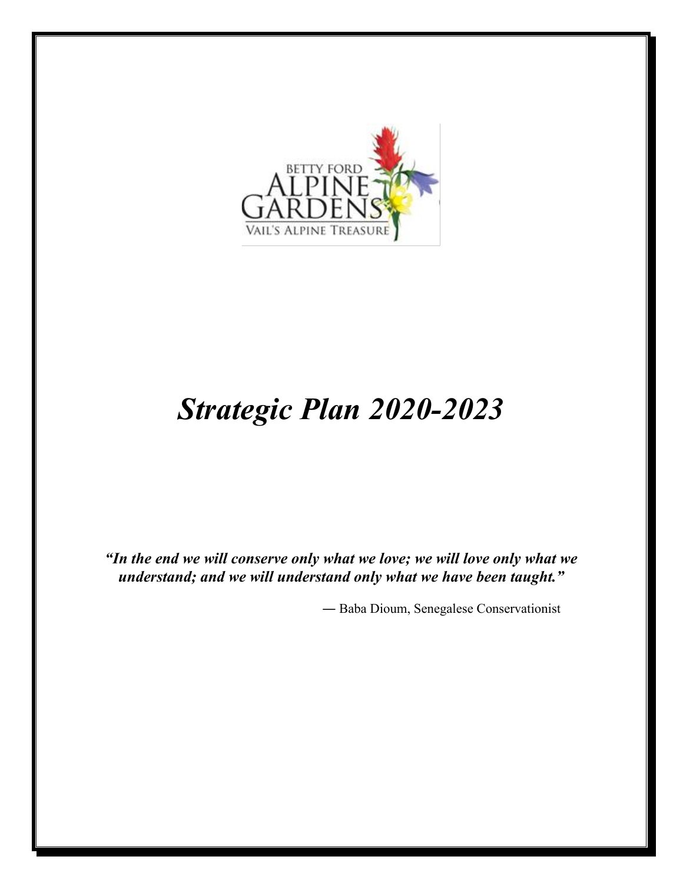BETTY FORD

ALPINE GARDENS

VAIL'S ALPINE TREASURE

# *Strategic Plan 2020-2023*

***"In the end we will conserve only what we love; we will love only what we understand; and we will understand only what we have been taught."***

— Baba Dioum, Senegalese Conservationist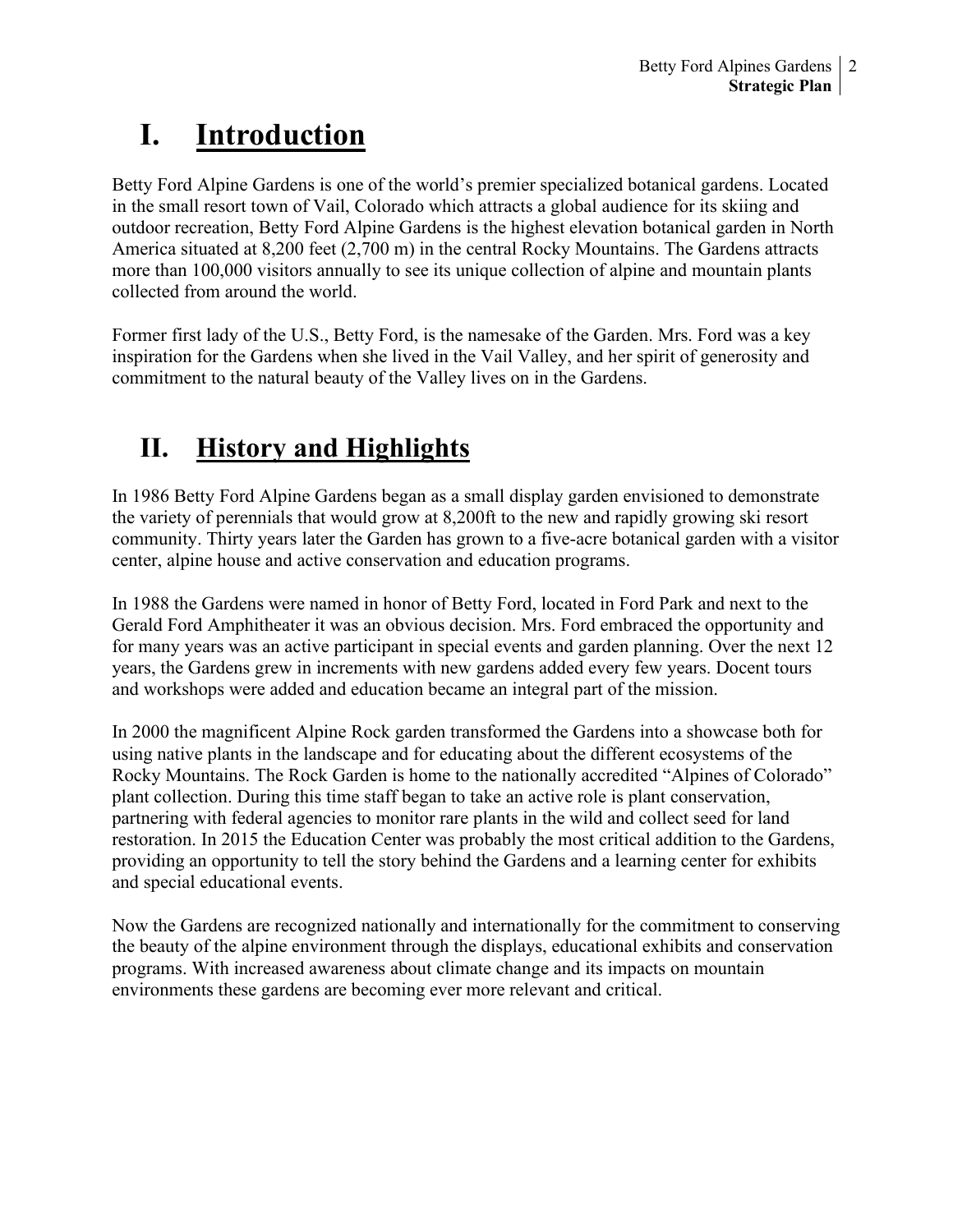# I. Introduction

Betty Ford Alpine Gardens is one of the world's premier specialized botanical gardens. Located in the small resort town of Vail, Colorado which attracts a global audience for its skiing and outdoor recreation, Betty Ford Alpine Gardens is the highest elevation botanical garden in North America situated at 8,200 feet (2,700 m) in the central Rocky Mountains. The Gardens attracts more than 100,000 visitors annually to see its unique collection of alpine and mountain plants collected from around the world.

Former first lady of the U.S., Betty Ford, is the namesake of the Garden. Mrs. Ford was a key inspiration for the Gardens when she lived in the Vail Valley, and her spirit of generosity and commitment to the natural beauty of the Valley lives on in the Gardens.

# II. History and Highlights

In 1986 Betty Ford Alpine Gardens began as a small display garden envisioned to demonstrate the variety of perennials that would grow at 8,200ft to the new and rapidly growing ski resort community. Thirty years later the Garden has grown to a five-acre botanical garden with a visitor center, alpine house and active conservation and education programs.

In 1988 the Gardens were named in honor of Betty Ford, located in Ford Park and next to the Gerald Ford Amphitheater it was an obvious decision. Mrs. Ford embraced the opportunity and for many years was an active participant in special events and garden planning. Over the next 12 years, the Gardens grew in increments with new gardens added every few years. Docent tours and workshops were added and education became an integral part of the mission.

In 2000 the magnificent Alpine Rock garden transformed the Gardens into a showcase both for using native plants in the landscape and for educating about the different ecosystems of the Rocky Mountains. The Rock Garden is home to the nationally accredited "Alpines of Colorado" plant collection. During this time staff began to take an active role is plant conservation, partnering with federal agencies to monitor rare plants in the wild and collect seed for land restoration. In 2015 the Education Center was probably the most critical addition to the Gardens, providing an opportunity to tell the story behind the Gardens and a learning center for exhibits and special educational events.

Now the Gardens are recognized nationally and internationally for the commitment to conserving the beauty of the alpine environment through the displays, educational exhibits and conservation programs. With increased awareness about climate change and its impacts on mountain environments these gardens are becoming ever more relevant and critical.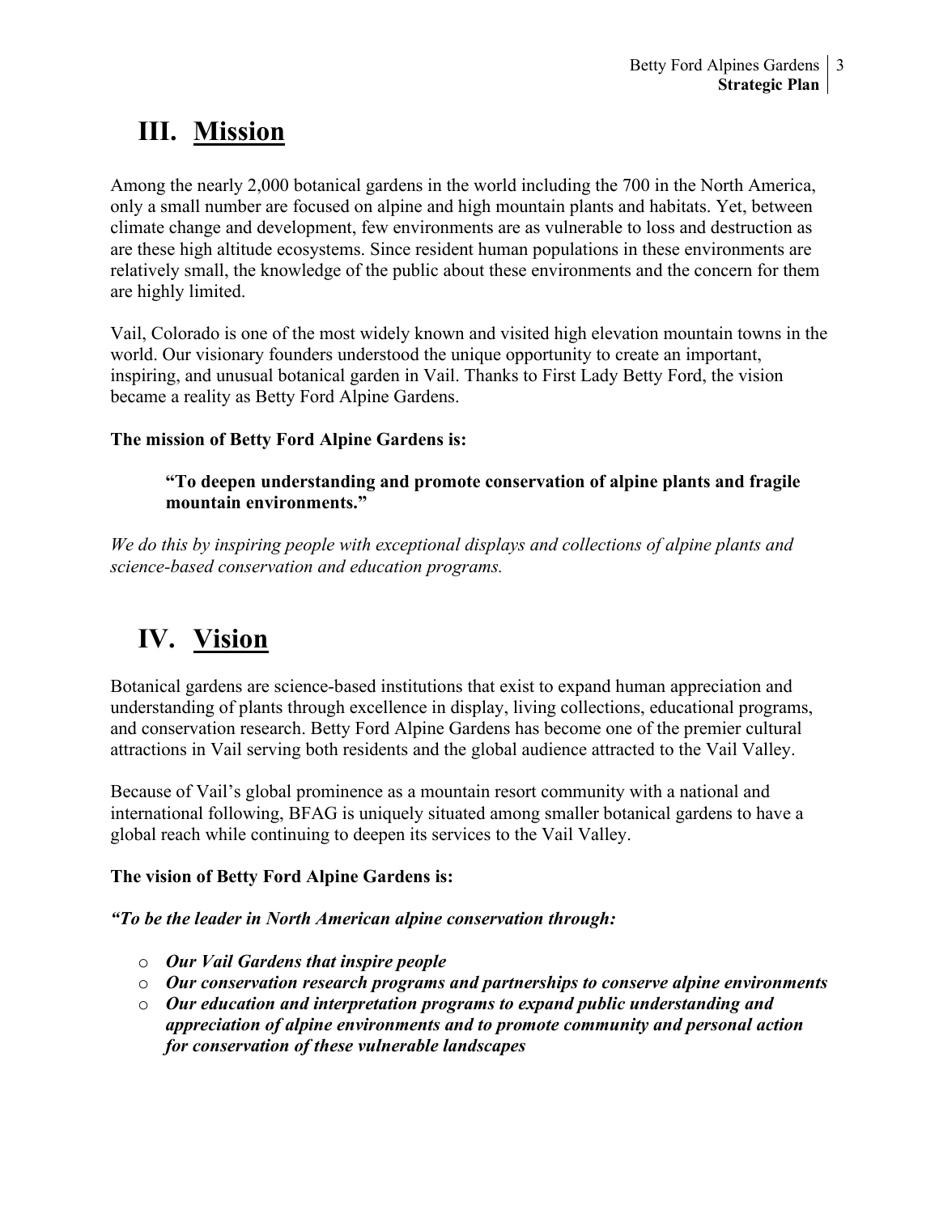# III. Mission

Among the nearly 2,000 botanical gardens in the world including the 700 in the North America, only a small number are focused on alpine and high mountain plants and habitats. Yet, between climate change and development, few environments are as vulnerable to loss and destruction as are these high altitude ecosystems. Since resident human populations in these environments are relatively small, the knowledge of the public about these environments and the concern for them are highly limited.

Vail, Colorado is one of the most widely known and visited high elevation mountain towns in the world. Our visionary founders understood the unique opportunity to create an important, inspiring, and unusual botanical garden in Vail. Thanks to First Lady Betty Ford, the vision became a reality as Betty Ford Alpine Gardens.

**The mission of Betty Ford Alpine Gardens is:**

> **"To deepen understanding and promote conservation of alpine plants and fragile mountain environments."**

*We do this by inspiring people with exceptional displays and collections of alpine plants and science-based conservation and education programs.*

# IV. Vision

Botanical gardens are science-based institutions that exist to expand human appreciation and understanding of plants through excellence in display, living collections, educational programs, and conservation research. Betty Ford Alpine Gardens has become one of the premier cultural attractions in Vail serving both residents and the global audience attracted to the Vail Valley.

Because of Vail's global prominence as a mountain resort community with a national and international following, BFAG is uniquely situated among smaller botanical gardens to have a global reach while continuing to deepen its services to the Vail Valley.

**The vision of Betty Ford Alpine Gardens is:**

***"To be the leader in North American alpine conservation through:***

- ***Our Vail Gardens that inspire people***
- ***Our conservation research programs and partnerships to conserve alpine environments***
- ***Our education and interpretation programs to expand public understanding and appreciation of alpine environments and to promote community and personal action for conservation of these vulnerable landscapes***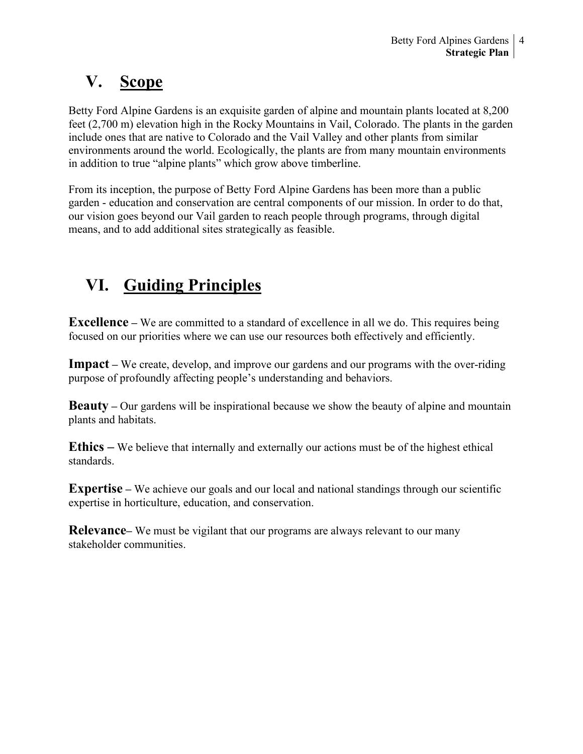## V. Scope

Betty Ford Alpine Gardens is an exquisite garden of alpine and mountain plants located at 8,200 feet (2,700 m) elevation high in the Rocky Mountains in Vail, Colorado. The plants in the garden include ones that are native to Colorado and the Vail Valley and other plants from similar environments around the world. Ecologically, the plants are from many mountain environments in addition to true "alpine plants" which grow above timberline.

From its inception, the purpose of Betty Ford Alpine Gardens has been more than a public garden - education and conservation are central components of our mission. In order to do that, our vision goes beyond our Vail garden to reach people through programs, through digital means, and to add additional sites strategically as feasible.

## VI. Guiding Principles

**Excellence –** We are committed to a standard of excellence in all we do. This requires being focused on our priorities where we can use our resources both effectively and efficiently.

**Impact –** We create, develop, and improve our gardens and our programs with the over-riding purpose of profoundly affecting people's understanding and behaviors.

**Beauty –** Our gardens will be inspirational because we show the beauty of alpine and mountain plants and habitats.

**Ethics –** We believe that internally and externally our actions must be of the highest ethical standards.

**Expertise –** We achieve our goals and our local and national standings through our scientific expertise in horticulture, education, and conservation.

**Relevance–** We must be vigilant that our programs are always relevant to our many stakeholder communities.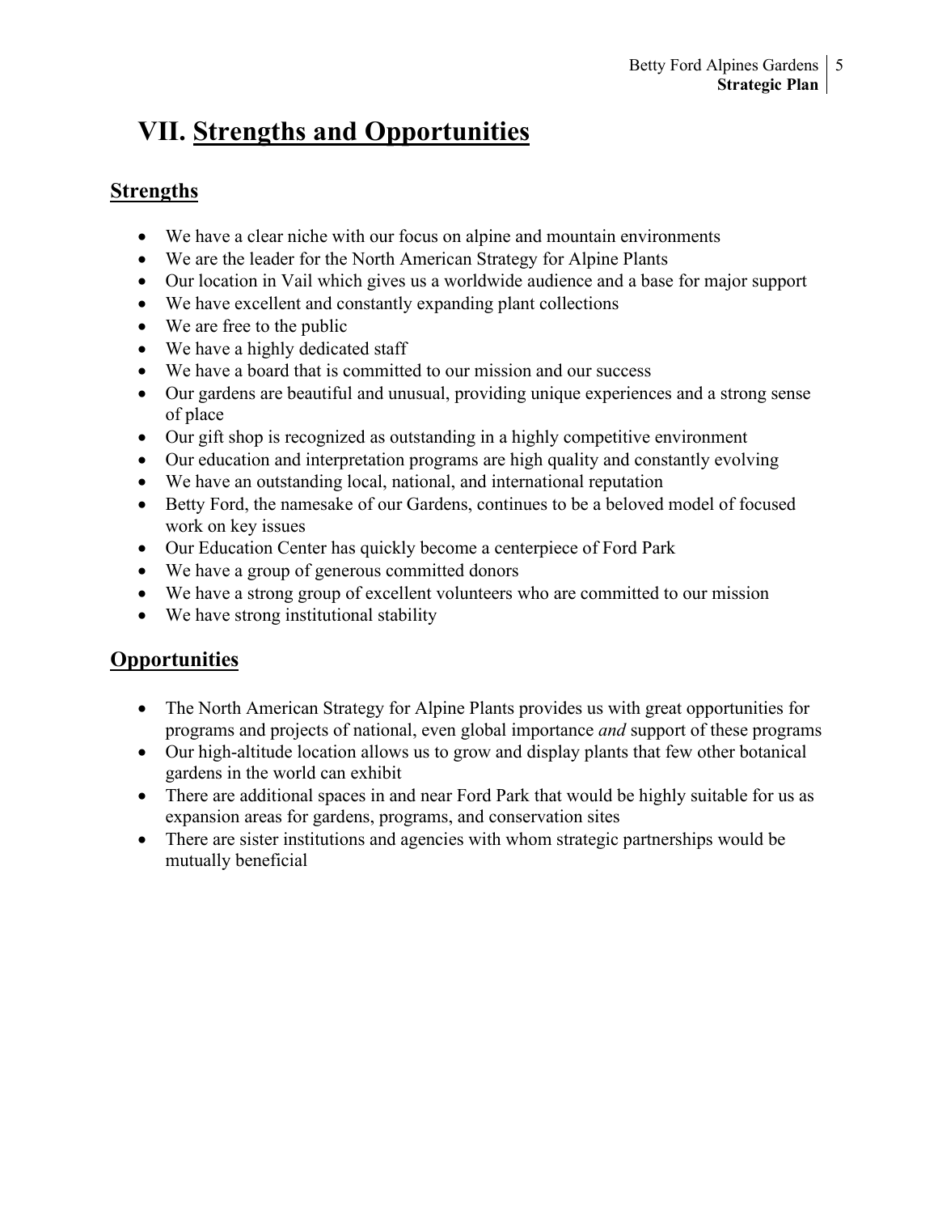# VII. Strengths and Opportunities

## Strengths

- We have a clear niche with our focus on alpine and mountain environments
- We are the leader for the North American Strategy for Alpine Plants
- Our location in Vail which gives us a worldwide audience and a base for major support
- We have excellent and constantly expanding plant collections
- We are free to the public
- We have a highly dedicated staff
- We have a board that is committed to our mission and our success
- Our gardens are beautiful and unusual, providing unique experiences and a strong sense of place
- Our gift shop is recognized as outstanding in a highly competitive environment
- Our education and interpretation programs are high quality and constantly evolving
- We have an outstanding local, national, and international reputation
- Betty Ford, the namesake of our Gardens, continues to be a beloved model of focused work on key issues
- Our Education Center has quickly become a centerpiece of Ford Park
- We have a group of generous committed donors
- We have a strong group of excellent volunteers who are committed to our mission
- We have strong institutional stability

## Opportunities

- The North American Strategy for Alpine Plants provides us with great opportunities for programs and projects of national, even global importance *and* support of these programs
- Our high-altitude location allows us to grow and display plants that few other botanical gardens in the world can exhibit
- There are additional spaces in and near Ford Park that would be highly suitable for us as expansion areas for gardens, programs, and conservation sites
- There are sister institutions and agencies with whom strategic partnerships would be mutually beneficial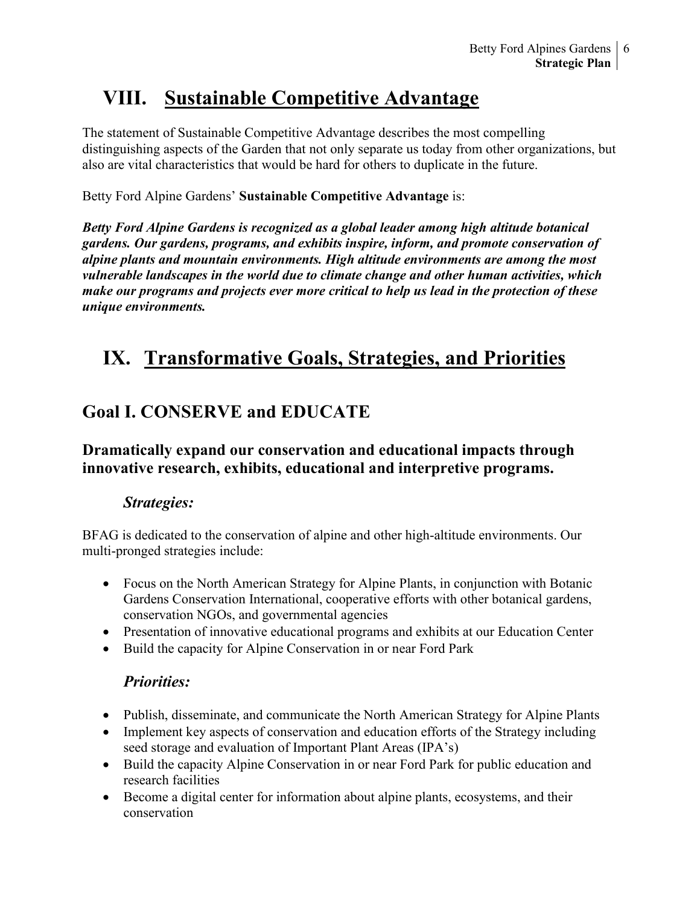# VIII. Sustainable Competitive Advantage

The statement of Sustainable Competitive Advantage describes the most compelling distinguishing aspects of the Garden that not only separate us today from other organizations, but also are vital characteristics that would be hard for others to duplicate in the future.

Betty Ford Alpine Gardens' **Sustainable Competitive Advantage** is:

***Betty Ford Alpine Gardens is recognized as a global leader among high altitude botanical gardens. Our gardens, programs, and exhibits inspire, inform, and promote conservation of alpine plants and mountain environments. High altitude environments are among the most vulnerable landscapes in the world due to climate change and other human activities, which make our programs and projects ever more critical to help us lead in the protection of these unique environments.***

# IX. Transformative Goals, Strategies, and Priorities

## Goal I. CONSERVE and EDUCATE

### Dramatically expand our conservation and educational impacts through innovative research, exhibits, educational and interpretive programs.

#### *Strategies:*

BFAG is dedicated to the conservation of alpine and other high-altitude environments. Our multi-pronged strategies include:

- Focus on the North American Strategy for Alpine Plants, in conjunction with Botanic Gardens Conservation International, cooperative efforts with other botanical gardens, conservation NGOs, and governmental agencies
- Presentation of innovative educational programs and exhibits at our Education Center
- Build the capacity for Alpine Conservation in or near Ford Park

#### *Priorities:*

- Publish, disseminate, and communicate the North American Strategy for Alpine Plants
- Implement key aspects of conservation and education efforts of the Strategy including seed storage and evaluation of Important Plant Areas (IPA's)
- Build the capacity Alpine Conservation in or near Ford Park for public education and research facilities
- Become a digital center for information about alpine plants, ecosystems, and their conservation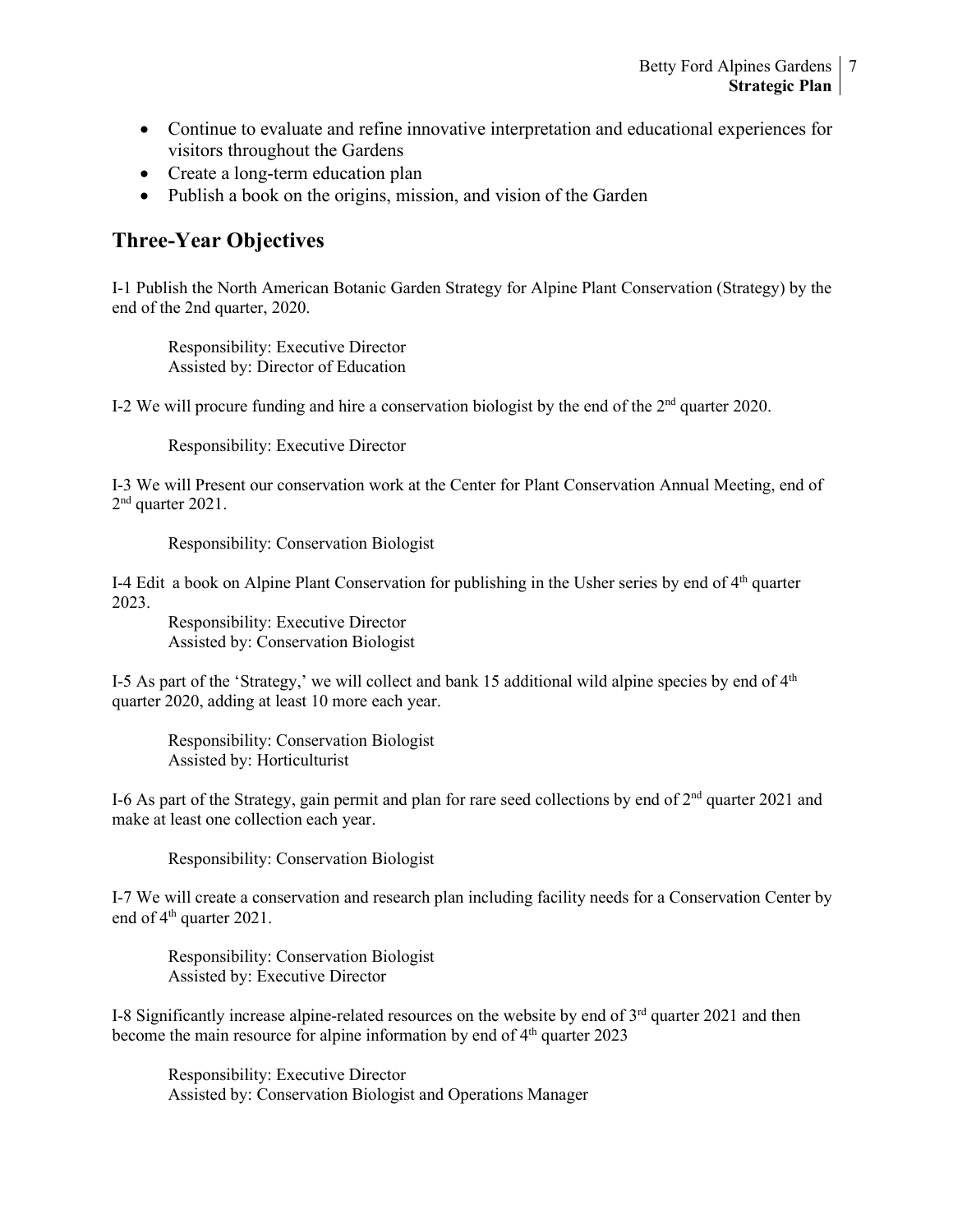- Continue to evaluate and refine innovative interpretation and educational experiences for visitors throughout the Gardens
- Create a long-term education plan
- Publish a book on the origins, mission, and vision of the Garden

## Three-Year Objectives

I-1 Publish the North American Botanic Garden Strategy for Alpine Plant Conservation (Strategy) by the end of the 2nd quarter, 2020.

Responsibility: Executive Director
Assisted by: Director of Education

I-2 We will procure funding and hire a conservation biologist by the end of the 2nd quarter 2020.

Responsibility: Executive Director

I-3 We will Present our conservation work at the Center for Plant Conservation Annual Meeting, end of 2nd quarter 2021.

Responsibility: Conservation Biologist

I-4 Edit a book on Alpine Plant Conservation for publishing in the Usher series by end of 4th quarter 2023.

Responsibility: Executive Director
Assisted by: Conservation Biologist

I-5 As part of the 'Strategy,' we will collect and bank 15 additional wild alpine species by end of 4th quarter 2020, adding at least 10 more each year.

Responsibility: Conservation Biologist
Assisted by: Horticulturist

I-6 As part of the Strategy, gain permit and plan for rare seed collections by end of 2nd quarter 2021 and make at least one collection each year.

Responsibility: Conservation Biologist

I-7 We will create a conservation and research plan including facility needs for a Conservation Center by end of 4th quarter 2021.

Responsibility: Conservation Biologist
Assisted by: Executive Director

I-8 Significantly increase alpine-related resources on the website by end of 3rd quarter 2021 and then become the main resource for alpine information by end of 4th quarter 2023

Responsibility: Executive Director
Assisted by: Conservation Biologist and Operations Manager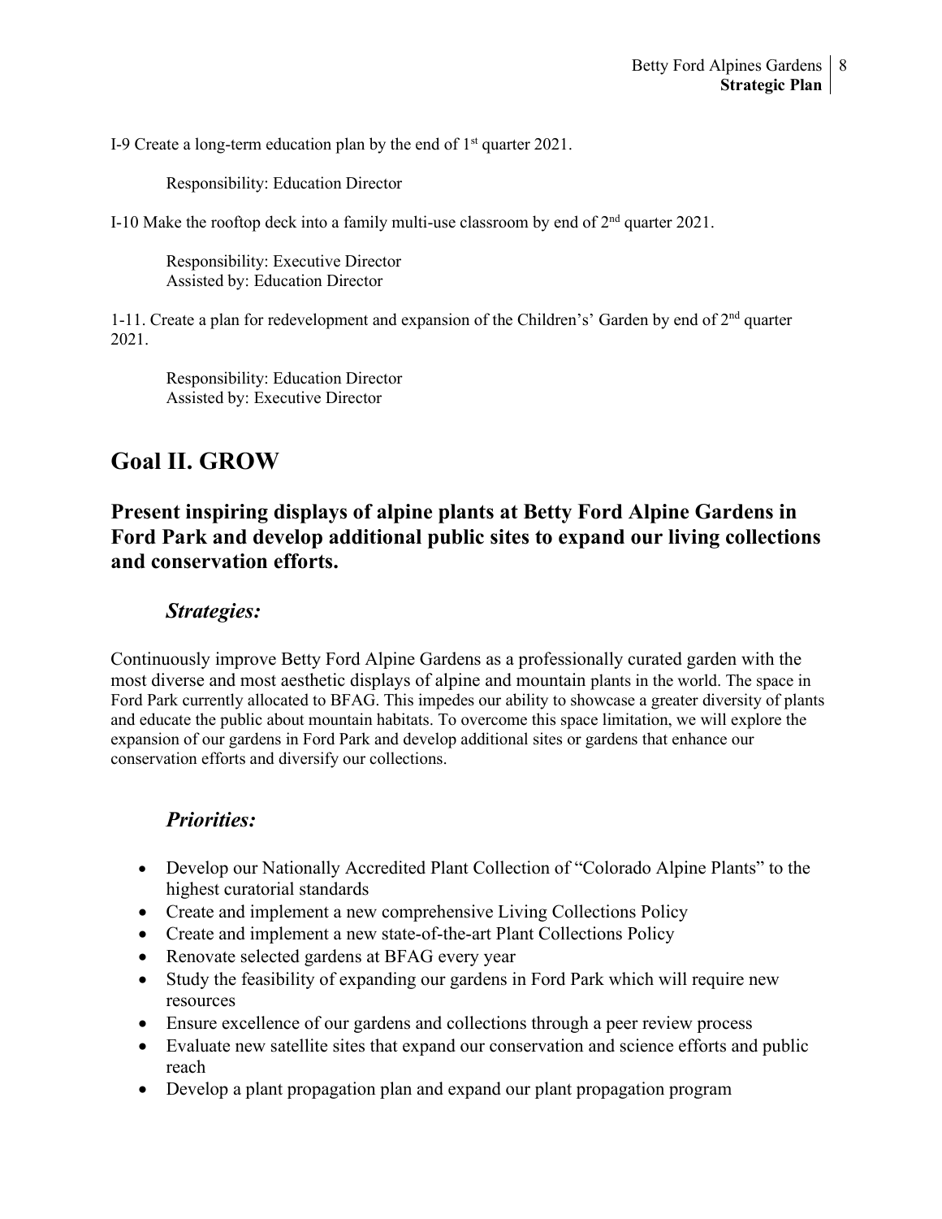I-9 Create a long-term education plan by the end of 1st quarter 2021.

Responsibility: Education Director

I-10 Make the rooftop deck into a family multi-use classroom by end of 2nd quarter 2021.

Responsibility: Executive Director
Assisted by: Education Director

1-11. Create a plan for redevelopment and expansion of the Children's' Garden by end of 2nd quarter 2021.

Responsibility: Education Director
Assisted by: Executive Director

## Goal II. GROW

### Present inspiring displays of alpine plants at Betty Ford Alpine Gardens in Ford Park and develop additional public sites to expand our living collections and conservation efforts.

#### *Strategies:*

Continuously improve Betty Ford Alpine Gardens as a professionally curated garden with the most diverse and most aesthetic displays of alpine and mountain plants in the world. The space in Ford Park currently allocated to BFAG. This impedes our ability to showcase a greater diversity of plants and educate the public about mountain habitats. To overcome this space limitation, we will explore the expansion of our gardens in Ford Park and develop additional sites or gardens that enhance our conservation efforts and diversify our collections.

#### *Priorities:*

- Develop our Nationally Accredited Plant Collection of "Colorado Alpine Plants" to the highest curatorial standards
- Create and implement a new comprehensive Living Collections Policy
- Create and implement a new state-of-the-art Plant Collections Policy
- Renovate selected gardens at BFAG every year
- Study the feasibility of expanding our gardens in Ford Park which will require new resources
- Ensure excellence of our gardens and collections through a peer review process
- Evaluate new satellite sites that expand our conservation and science efforts and public reach
- Develop a plant propagation plan and expand our plant propagation program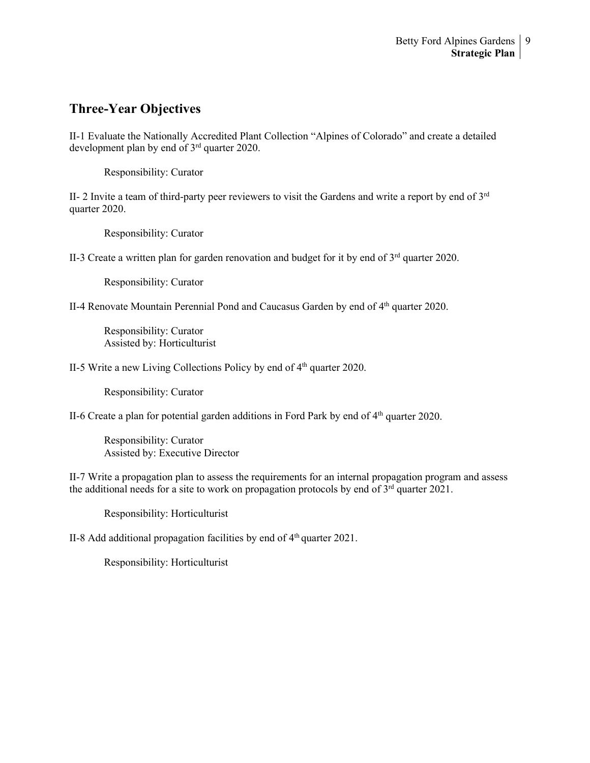## Three-Year Objectives

II-1 Evaluate the Nationally Accredited Plant Collection "Alpines of Colorado" and create a detailed development plan by end of 3rd quarter 2020.

Responsibility: Curator

II- 2 Invite a team of third-party peer reviewers to visit the Gardens and write a report by end of 3rd quarter 2020.

Responsibility: Curator

II-3 Create a written plan for garden renovation and budget for it by end of 3rd quarter 2020.

Responsibility: Curator

II-4 Renovate Mountain Perennial Pond and Caucasus Garden by end of 4th quarter 2020.

Responsibility: Curator
Assisted by: Horticulturist

II-5 Write a new Living Collections Policy by end of 4th quarter 2020.

Responsibility: Curator

II-6 Create a plan for potential garden additions in Ford Park by end of 4th quarter 2020.

Responsibility: Curator
Assisted by: Executive Director

II-7 Write a propagation plan to assess the requirements for an internal propagation program and assess the additional needs for a site to work on propagation protocols by end of 3rd quarter 2021.

Responsibility: Horticulturist

II-8 Add additional propagation facilities by end of 4th quarter 2021.

Responsibility: Horticulturist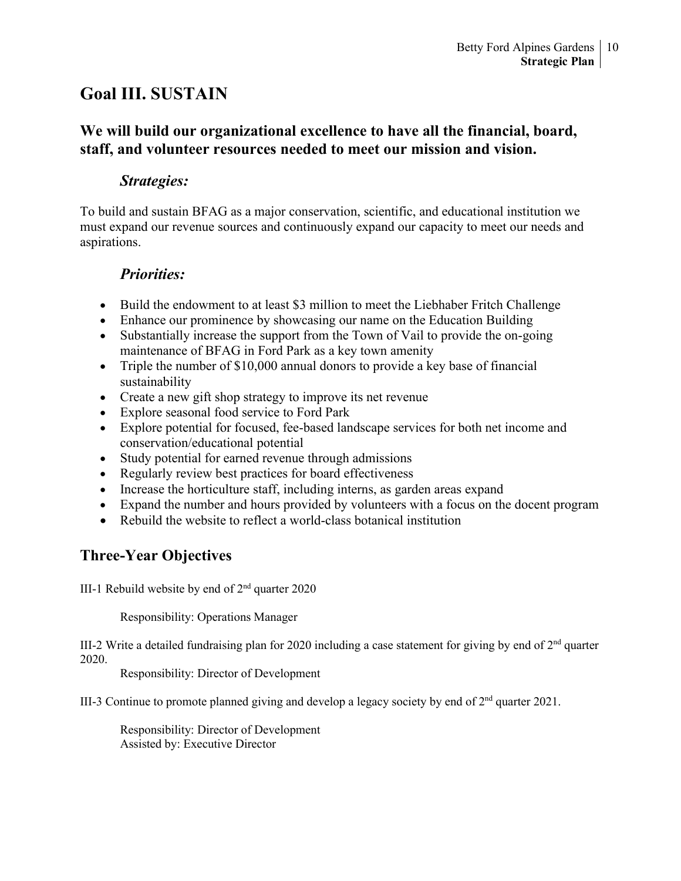# Goal III. SUSTAIN

## We will build our organizational excellence to have all the financial, board, staff, and volunteer resources needed to meet our mission and vision.

### *Strategies:*

To build and sustain BFAG as a major conservation, scientific, and educational institution we must expand our revenue sources and continuously expand our capacity to meet our needs and aspirations.

### *Priorities:*

- Build the endowment to at least $3 million to meet the Liebhaber Fritch Challenge
- Enhance our prominence by showcasing our name on the Education Building
- Substantially increase the support from the Town of Vail to provide the on-going maintenance of BFAG in Ford Park as a key town amenity
- Triple the number of $10,000 annual donors to provide a key base of financial sustainability
- Create a new gift shop strategy to improve its net revenue
- Explore seasonal food service to Ford Park
- Explore potential for focused, fee-based landscape services for both net income and conservation/educational potential
- Study potential for earned revenue through admissions
- Regularly review best practices for board effectiveness
- Increase the horticulture staff, including interns, as garden areas expand
- Expand the number and hours provided by volunteers with a focus on the docent program
- Rebuild the website to reflect a world-class botanical institution

## Three-Year Objectives

III-1 Rebuild website by end of 2nd quarter 2020

Responsibility: Operations Manager

III-2 Write a detailed fundraising plan for 2020 including a case statement for giving by end of 2nd quarter 2020.

Responsibility: Director of Development

III-3 Continue to promote planned giving and develop a legacy society by end of 2nd quarter 2021.

Responsibility: Director of Development
Assisted by: Executive Director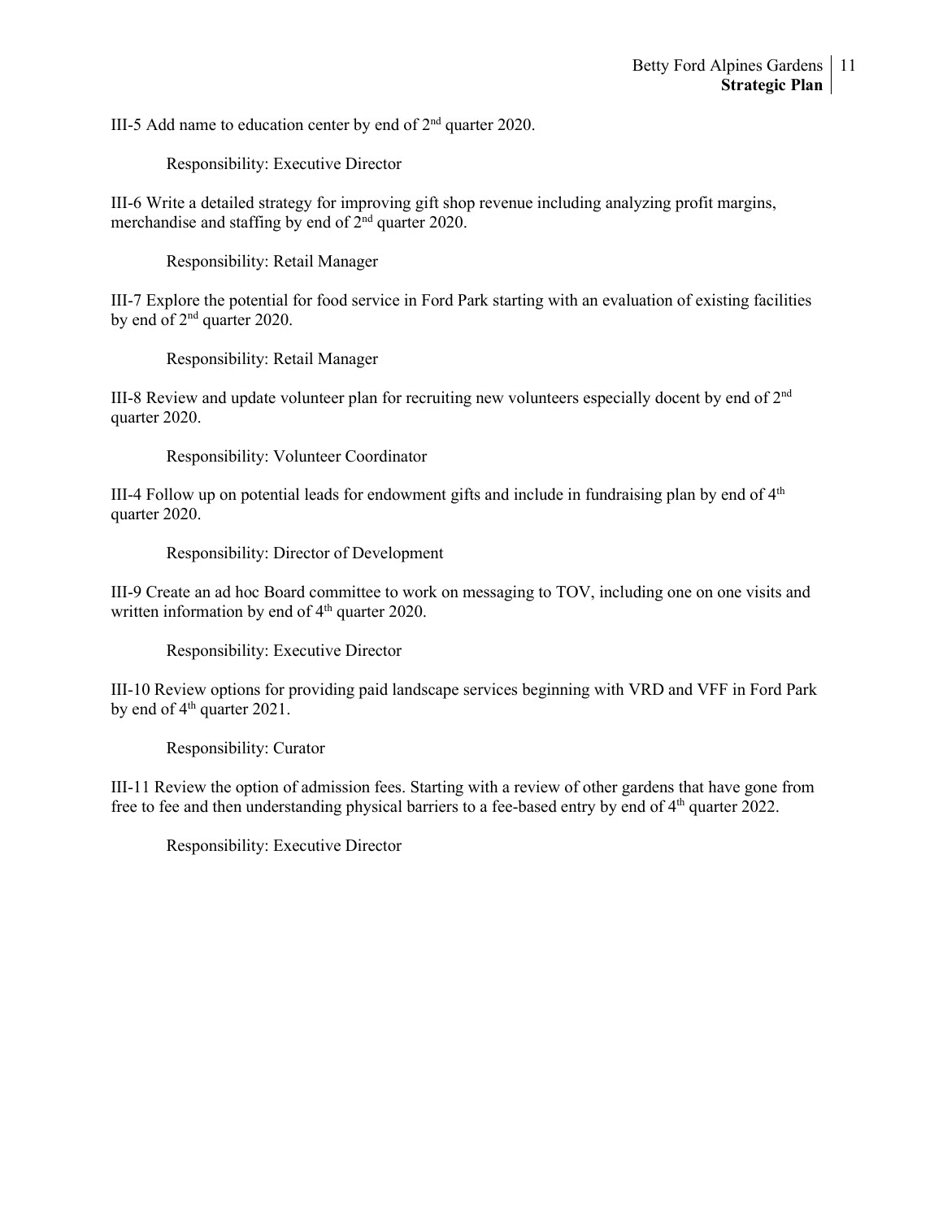III-5 Add name to education center by end of 2nd quarter 2020.

Responsibility: Executive Director

III-6 Write a detailed strategy for improving gift shop revenue including analyzing profit margins, merchandise and staffing by end of 2nd quarter 2020.

Responsibility: Retail Manager

III-7 Explore the potential for food service in Ford Park starting with an evaluation of existing facilities by end of 2nd quarter 2020.

Responsibility: Retail Manager

III-8 Review and update volunteer plan for recruiting new volunteers especially docent by end of 2nd quarter 2020.

Responsibility: Volunteer Coordinator

III-4 Follow up on potential leads for endowment gifts and include in fundraising plan by end of 4th quarter 2020.

Responsibility: Director of Development

III-9 Create an ad hoc Board committee to work on messaging to TOV, including one on one visits and written information by end of 4th quarter 2020.

Responsibility: Executive Director

III-10 Review options for providing paid landscape services beginning with VRD and VFF in Ford Park by end of 4th quarter 2021.

Responsibility: Curator

III-11 Review the option of admission fees. Starting with a review of other gardens that have gone from free to fee and then understanding physical barriers to a fee-based entry by end of 4th quarter 2022.

Responsibility: Executive Director